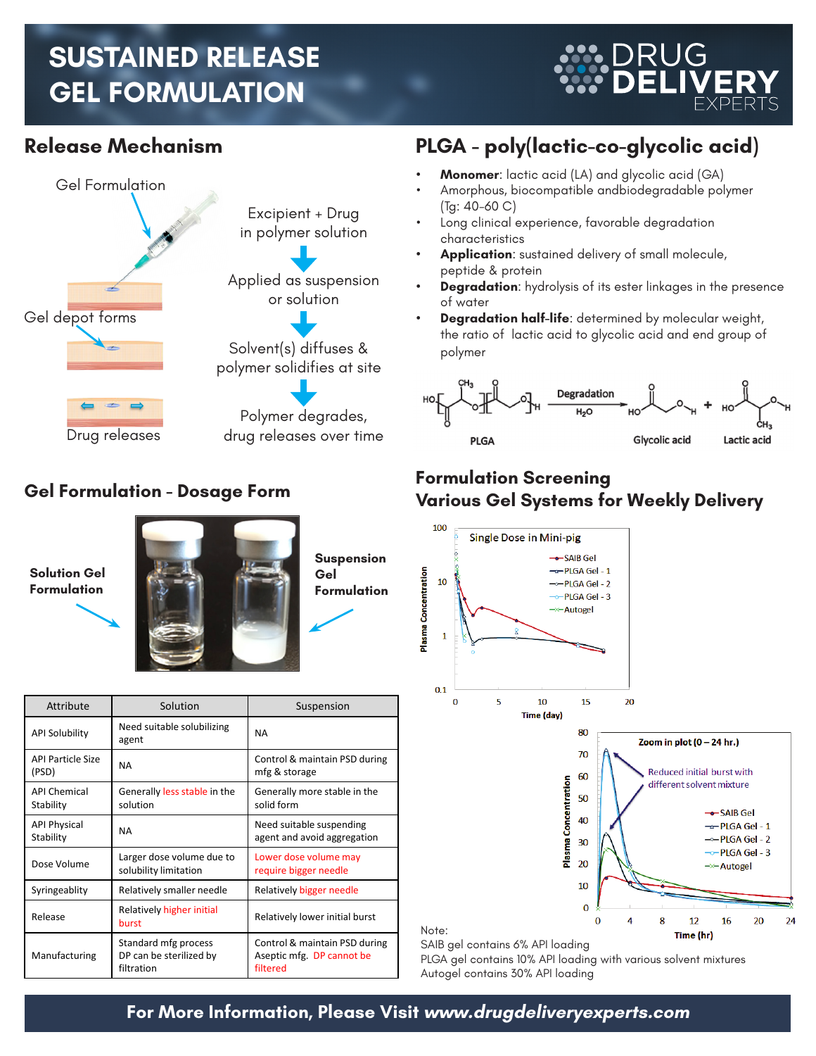# SUSTAINED RELEASE GEL FORMULATION

DRUG DELIVERY EXPERTS

## Release Mechanism

Gel Formulation

Gel depot forms

Drug releases

Excipient + Drug in polymer solution

Applied as suspension or solution

Solvent(s) diffuses & polymer solidifies at site

Polymer degrades, drug releases over time

## PLGA - poly(lactic-co-glycolic acid)

- **Monomer**: lactic acid (LA) and glycolic acid (GA)
- Amorphous, biocompatible andbiodegradable polymer (Tg: 40-60 C)
- Long clinical experience, favorable degradation characteristics
- **Application**: sustained delivery of small molecule, peptide & protein
- **Degradation**: hydrolysis of its ester linkages in the presence of water
- **Degradation half-life**: determined by molecular weight, the ratio of lactic acid to glycolic acid and end group of polymer

PLGA —Degradation ($H_2O$)→ Glycolic acid + Lactic acid

## Gel Formulation - Dosage Form

**Solution Gel Formulation**

**Suspension Gel Formulation**

| Attribute | Solution | Suspension |
|---|---|---|
| API Solubility | Need suitable solubilizing agent | NA |
| API Particle Size (PSD) | NA | Control & maintain PSD during mfg & storage |
| API Chemical Stability | Generally less stable in the solution | Generally more stable in the solid form |
| API Physical Stability | NA | Need suitable suspending agent and avoid aggregation |
| Dose Volume | Larger dose volume due to solubility limitation | Lower dose volume may require bigger needle |
| Syringeablity | Relatively smaller needle | Relatively bigger needle |
| Release | Relatively higher initial burst | Relatively lower initial burst |
| Manufacturing | Standard mfg process DP can be sterilized by filtration | Control & maintain PSD during Aseptic mfg. DP cannot be filtered |

## Formulation Screening
## Various Gel Systems for Weekly Delivery

Single Dose in Mini-pig (Plasma Concentration vs. Time (day); SAIB Gel, PLGA Gel - 1, PLGA Gel - 2, PLGA Gel - 3, Autogel)

Zoom in plot (0 – 24 hr.) (Plasma Concentration vs. Time (hr); Reduced initial burst with different solvent mixture)

Note:
SAIB gel contains 6% API loading
PLGA gel contains 10% API loading with various solvent mixtures
Autogel contains 30% API loading

**For More Information, Please Visit *www.drugdeliveryexperts.com***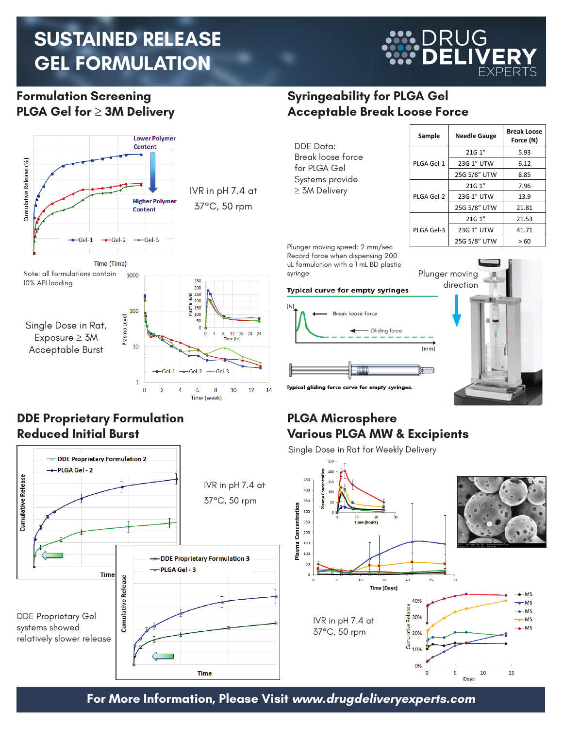# SUSTAINED RELEASE GEL FORMULATION

DRUG DELIVERY EXPERTS

## Formulation Screening PLGA Gel for ≥ 3M Delivery

Cumulative Release (%)

Lower Polymer Content

Higher Polymer Content

Gel-1 Gel-2 Gel-3

Time (Time)

IVR in pH 7.4 at 37°C, 50 rpm

Note: all formulations contain 10% API loading

Single Dose in Rat, Exposure ≥ 3M Acceptable Burst

Plasma Level

1000

100

10

1

0 2 4 6 8 10 12 14

Time (week)

Gel-1 Gel-2 Gel-3

Plasma level

350 300 250 200 150 100 50 0

0 4 8 12 16 20 24

Time (hr)

## Syringeability for PLGA Gel Acceptable Break Loose Force

DDE Data: Break loose force for PLGA Gel Systems provide ≥ 3M Delivery

| Sample | Needle Gauge | Break Loose Force (N) |
|---|---|---|
| PLGA Gel-1 | 21G 1” | 5.93 |
| | 23G 1” UTW | 6.12 |
| | 25G 5/8” UTW | 8.85 |
| PLGA Gel-2 | 21G 1” | 7.96 |
| | 23G 1” UTW | 13.9 |
| | 25G 5/8” UTW | 21.81 |
| PLGA Gel-3 | 21G 1” | 21.53 |
| | 23G 1” UTW | 41.71 |
| | 25G 5/8” UTW | > 60 |

Plunger moving speed: 2 mm/sec
Record force when dispensing 200 uL formulation with a 1 mL BD plastic syringe

Plunger moving direction

**Typical curve for empty syringes**

[N]

Break loose force

Gliding force

[mm]

**Typical gliding force curve for empty syringes.**

## DDE Proprietary Formulation Reduced Initial Burst

DDE Proprietary Formulation 2

PLGA Gel - 2

Cumulative Release

Time

IVR in pH 7.4 at 37°C, 50 rpm

DDE Proprietary Formulation 3

PLGA Gel - 3

Cumulative Release

Time

DDE Proprietary Gel systems showed relatively slower release

## PLGA Microsphere Various PLGA MW & Excipients

Single Dose in Rat for Weekly Delivery

Plasma Concentration

450 400 350 300 250 200 150 100 50 0

0 5 10 15 20 25 30

Time (Days)

Plasma Concentration

250 200 150 100 50 0

0 10 20 30

Time (hours)

IVR in pH 7.4 at 37°C, 50 rpm

Cumulative Release

40% 30% 20% 10% 0%

0 5 10 15

Days

MS MS MS MS MS

**For More Information, Please Visit *www.drugdeliveryexperts.com***